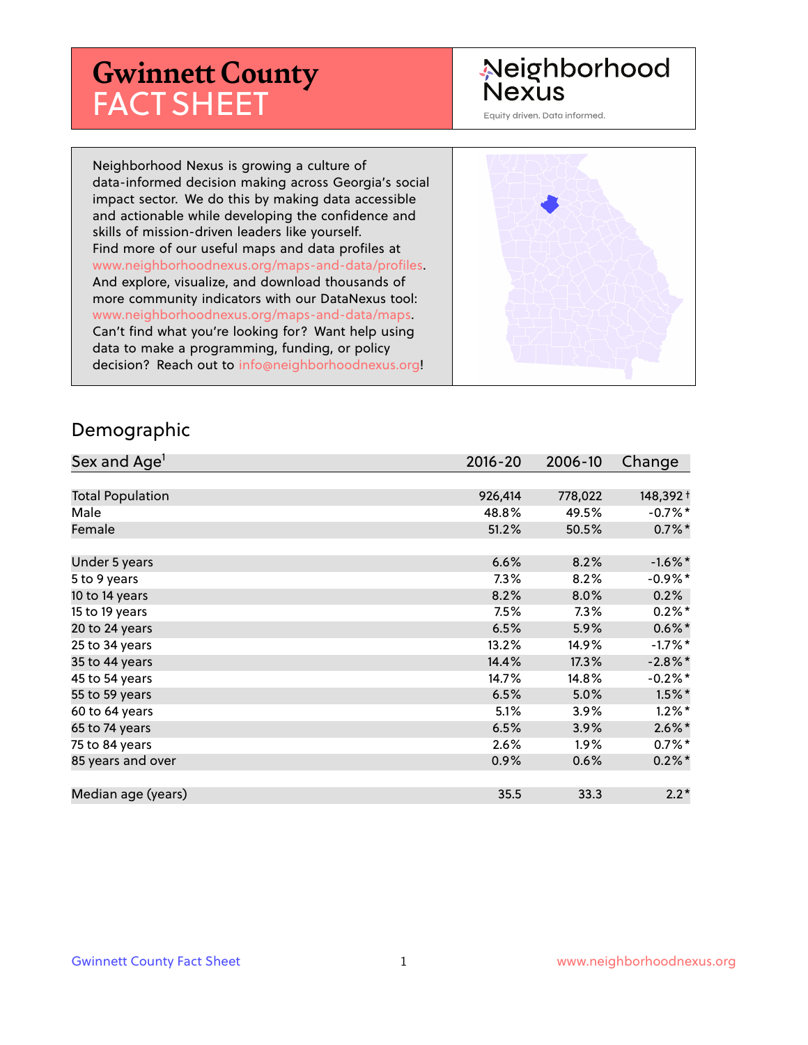# Gwinnett County FACT SHEET

Neighborhood Nexus

Equity driven. Data informed.

Neighborhood Nexus is growing a culture of data-informed decision making across Georgia's social impact sector. We do this by making data accessible and actionable while developing the confidence and skills of mission-driven leaders like yourself. Find more of our useful maps and data profiles at www.neighborhoodnexus.org/maps-and-data/profiles. And explore, visualize, and download thousands of more community indicators with our DataNexus tool: www.neighborhoodnexus.org/maps-and-data/maps. Can't find what you're looking for? Want help using data to make a programming, funding, or policy decision? Reach out to info@neighborhoodnexus.org!

## Demographic

| Sex and Age[1] | 2016-20 | 2006-10 | Change |
|---|---|---|---|
| Total Population | 926,414 | 778,022 | 148,392 † |
| Male | 48.8% | 49.5% | -0.7% * |
| Female | 51.2% | 50.5% | 0.7% * |
| | | | |
| Under 5 years | 6.6% | 8.2% | -1.6% * |
| 5 to 9 years | 7.3% | 8.2% | -0.9% * |
| 10 to 14 years | 8.2% | 8.0% | 0.2% |
| 15 to 19 years | 7.5% | 7.3% | 0.2% * |
| 20 to 24 years | 6.5% | 5.9% | 0.6% * |
| 25 to 34 years | 13.2% | 14.9% | -1.7% * |
| 35 to 44 years | 14.4% | 17.3% | -2.8% * |
| 45 to 54 years | 14.7% | 14.8% | -0.2% * |
| 55 to 59 years | 6.5% | 5.0% | 1.5% * |
| 60 to 64 years | 5.1% | 3.9% | 1.2% * |
| 65 to 74 years | 6.5% | 3.9% | 2.6% * |
| 75 to 84 years | 2.6% | 1.9% | 0.7% * |
| 85 years and over | 0.9% | 0.6% | 0.2% * |
| | | | |
| Median age (years) | 35.5 | 33.3 | 2.2 * |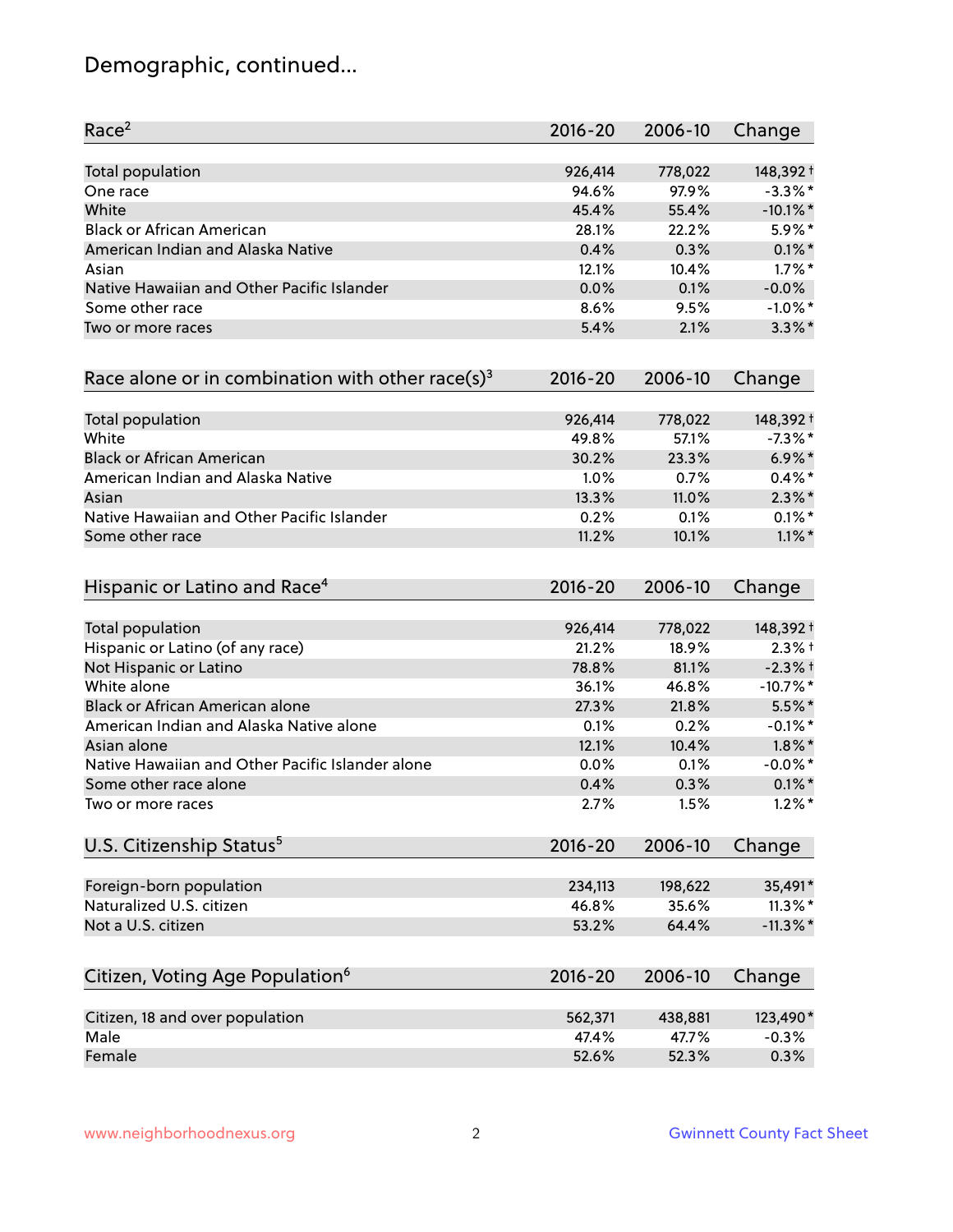# Demographic, continued...

| Race[2] | 2016-20 | 2006-10 | Change |
|---|---|---|---|
| Total population | 926,414 | 778,022 | 148,392† |
| One race | 94.6% | 97.9% | -3.3%* |
| White | 45.4% | 55.4% | -10.1%* |
| Black or African American | 28.1% | 22.2% | 5.9%* |
| American Indian and Alaska Native | 0.4% | 0.3% | 0.1%* |
| Asian | 12.1% | 10.4% | 1.7%* |
| Native Hawaiian and Other Pacific Islander | 0.0% | 0.1% | -0.0% |
| Some other race | 8.6% | 9.5% | -1.0%* |
| Two or more races | 5.4% | 2.1% | 3.3%* |

| Race alone or in combination with other race(s)[3] | 2016-20 | 2006-10 | Change |
|---|---|---|---|
| Total population | 926,414 | 778,022 | 148,392† |
| White | 49.8% | 57.1% | -7.3%* |
| Black or African American | 30.2% | 23.3% | 6.9%* |
| American Indian and Alaska Native | 1.0% | 0.7% | 0.4%* |
| Asian | 13.3% | 11.0% | 2.3%* |
| Native Hawaiian and Other Pacific Islander | 0.2% | 0.1% | 0.1%* |
| Some other race | 11.2% | 10.1% | 1.1%* |

| Hispanic or Latino and Race[4] | 2016-20 | 2006-10 | Change |
|---|---|---|---|
| Total population | 926,414 | 778,022 | 148,392† |
| Hispanic or Latino (of any race) | 21.2% | 18.9% | 2.3%† |
| Not Hispanic or Latino | 78.8% | 81.1% | -2.3%† |
| White alone | 36.1% | 46.8% | -10.7%* |
| Black or African American alone | 27.3% | 21.8% | 5.5%* |
| American Indian and Alaska Native alone | 0.1% | 0.2% | -0.1%* |
| Asian alone | 12.1% | 10.4% | 1.8%* |
| Native Hawaiian and Other Pacific Islander alone | 0.0% | 0.1% | -0.0%* |
| Some other race alone | 0.4% | 0.3% | 0.1%* |
| Two or more races | 2.7% | 1.5% | 1.2%* |

| U.S. Citizenship Status[5] | 2016-20 | 2006-10 | Change |
|---|---|---|---|
| Foreign-born population | 234,113 | 198,622 | 35,491* |
| Naturalized U.S. citizen | 46.8% | 35.6% | 11.3%* |
| Not a U.S. citizen | 53.2% | 64.4% | -11.3%* |

| Citizen, Voting Age Population[6] | 2016-20 | 2006-10 | Change |
|---|---|---|---|
| Citizen, 18 and over population | 562,371 | 438,881 | 123,490* |
| Male | 47.4% | 47.7% | -0.3% |
| Female | 52.6% | 52.3% | 0.3% |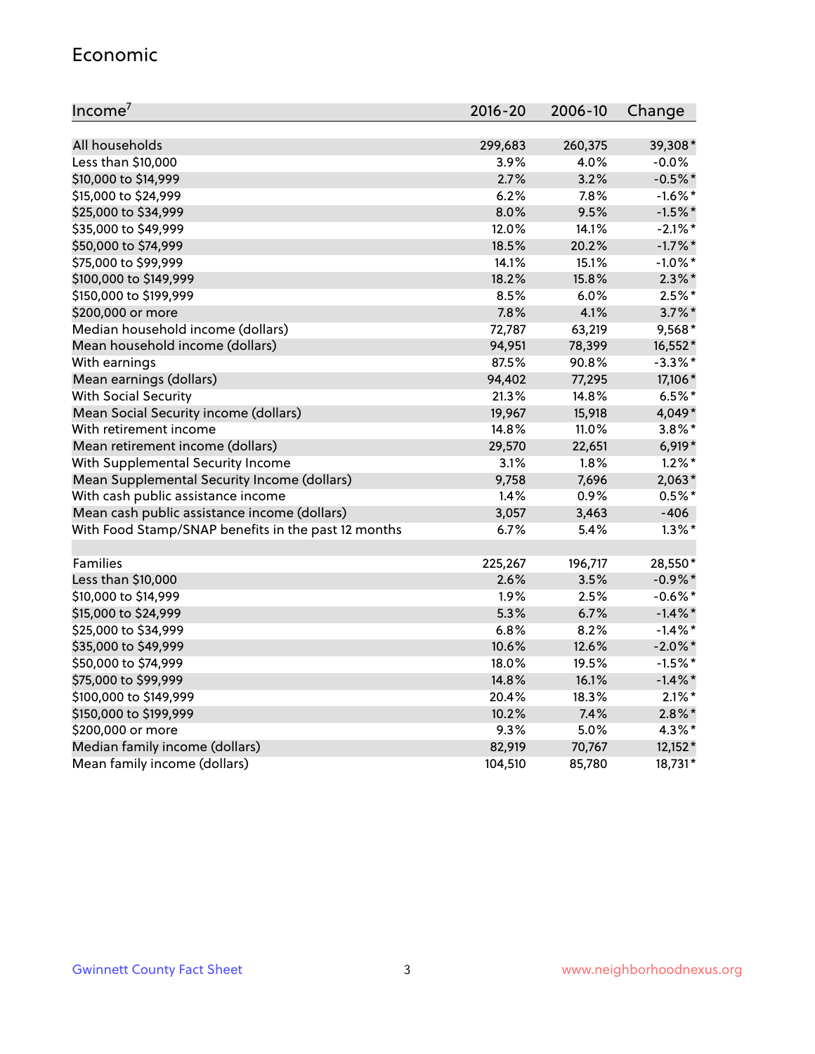## Economic

| Income[7] | 2016-20 | 2006-10 | Change |
|---|---|---|---|
| All households | 299,683 | 260,375 | 39,308* |
| Less than $10,000 | 3.9% | 4.0% | -0.0% |
| $10,000 to $14,999 | 2.7% | 3.2% | -0.5%* |
| $15,000 to $24,999 | 6.2% | 7.8% | -1.6%* |
| $25,000 to $34,999 | 8.0% | 9.5% | -1.5%* |
| $35,000 to $49,999 | 12.0% | 14.1% | -2.1%* |
| $50,000 to $74,999 | 18.5% | 20.2% | -1.7%* |
| $75,000 to $99,999 | 14.1% | 15.1% | -1.0%* |
| $100,000 to $149,999 | 18.2% | 15.8% | 2.3%* |
| $150,000 to $199,999 | 8.5% | 6.0% | 2.5%* |
| $200,000 or more | 7.8% | 4.1% | 3.7%* |
| Median household income (dollars) | 72,787 | 63,219 | 9,568* |
| Mean household income (dollars) | 94,951 | 78,399 | 16,552* |
| With earnings | 87.5% | 90.8% | -3.3%* |
| Mean earnings (dollars) | 94,402 | 77,295 | 17,106* |
| With Social Security | 21.3% | 14.8% | 6.5%* |
| Mean Social Security income (dollars) | 19,967 | 15,918 | 4,049* |
| With retirement income | 14.8% | 11.0% | 3.8%* |
| Mean retirement income (dollars) | 29,570 | 22,651 | 6,919* |
| With Supplemental Security Income | 3.1% | 1.8% | 1.2%* |
| Mean Supplemental Security Income (dollars) | 9,758 | 7,696 | 2,063* |
| With cash public assistance income | 1.4% | 0.9% | 0.5%* |
| Mean cash public assistance income (dollars) | 3,057 | 3,463 | -406 |
| With Food Stamp/SNAP benefits in the past 12 months | 6.7% | 5.4% | 1.3%* |
| | | | |
| Families | 225,267 | 196,717 | 28,550* |
| Less than $10,000 | 2.6% | 3.5% | -0.9%* |
| $10,000 to $14,999 | 1.9% | 2.5% | -0.6%* |
| $15,000 to $24,999 | 5.3% | 6.7% | -1.4%* |
| $25,000 to $34,999 | 6.8% | 8.2% | -1.4%* |
| $35,000 to $49,999 | 10.6% | 12.6% | -2.0%* |
| $50,000 to $74,999 | 18.0% | 19.5% | -1.5%* |
| $75,000 to $99,999 | 14.8% | 16.1% | -1.4%* |
| $100,000 to $149,999 | 20.4% | 18.3% | 2.1%* |
| $150,000 to $199,999 | 10.2% | 7.4% | 2.8%* |
| $200,000 or more | 9.3% | 5.0% | 4.3%* |
| Median family income (dollars) | 82,919 | 70,767 | 12,152* |
| Mean family income (dollars) | 104,510 | 85,780 | 18,731* |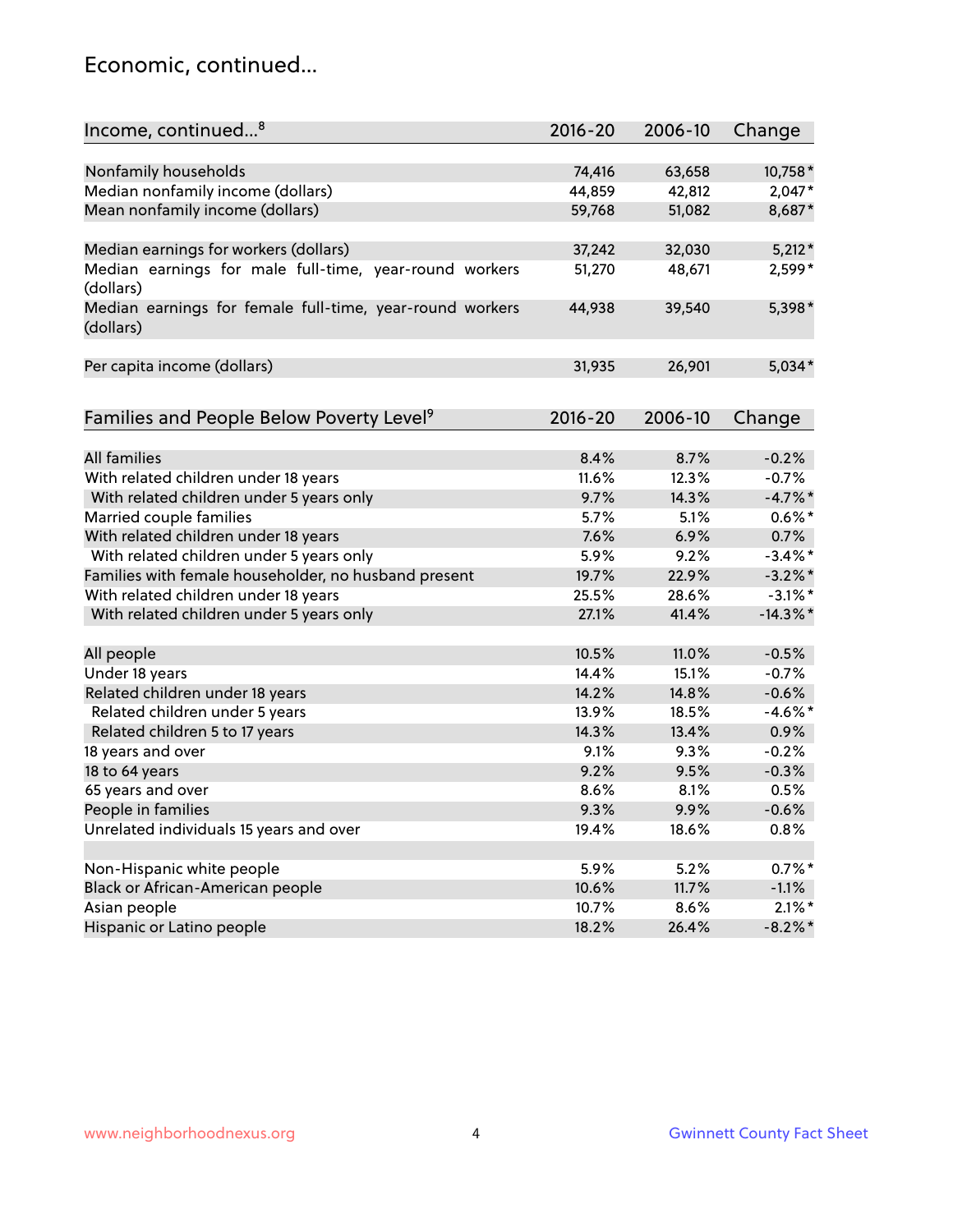## Economic, continued...

| Income, continued...[8] | 2016-20 | 2006-10 | Change |
|---|---|---|---|
| Nonfamily households | 74,416 | 63,658 | 10,758* |
| Median nonfamily income (dollars) | 44,859 | 42,812 | 2,047* |
| Mean nonfamily income (dollars) | 59,768 | 51,082 | 8,687* |
| Median earnings for workers (dollars) | 37,242 | 32,030 | 5,212* |
| Median earnings for male full-time, year-round workers (dollars) | 51,270 | 48,671 | 2,599* |
| Median earnings for female full-time, year-round workers (dollars) | 44,938 | 39,540 | 5,398* |
| Per capita income (dollars) | 31,935 | 26,901 | 5,034* |

| Families and People Below Poverty Level[9] | 2016-20 | 2006-10 | Change |
|---|---|---|---|
| All families | 8.4% | 8.7% | -0.2% |
| With related children under 18 years | 11.6% | 12.3% | -0.7% |
| With related children under 5 years only | 9.7% | 14.3% | -4.7%* |
| Married couple families | 5.7% | 5.1% | 0.6%* |
| With related children under 18 years | 7.6% | 6.9% | 0.7% |
| With related children under 5 years only | 5.9% | 9.2% | -3.4%* |
| Families with female householder, no husband present | 19.7% | 22.9% | -3.2%* |
| With related children under 18 years | 25.5% | 28.6% | -3.1%* |
| With related children under 5 years only | 27.1% | 41.4% | -14.3%* |
| All people | 10.5% | 11.0% | -0.5% |
| Under 18 years | 14.4% | 15.1% | -0.7% |
| Related children under 18 years | 14.2% | 14.8% | -0.6% |
| Related children under 5 years | 13.9% | 18.5% | -4.6%* |
| Related children 5 to 17 years | 14.3% | 13.4% | 0.9% |
| 18 years and over | 9.1% | 9.3% | -0.2% |
| 18 to 64 years | 9.2% | 9.5% | -0.3% |
| 65 years and over | 8.6% | 8.1% | 0.5% |
| People in families | 9.3% | 9.9% | -0.6% |
| Unrelated individuals 15 years and over | 19.4% | 18.6% | 0.8% |
| Non-Hispanic white people | 5.9% | 5.2% | 0.7%* |
| Black or African-American people | 10.6% | 11.7% | -1.1% |
| Asian people | 10.7% | 8.6% | 2.1%* |
| Hispanic or Latino people | 18.2% | 26.4% | -8.2%* |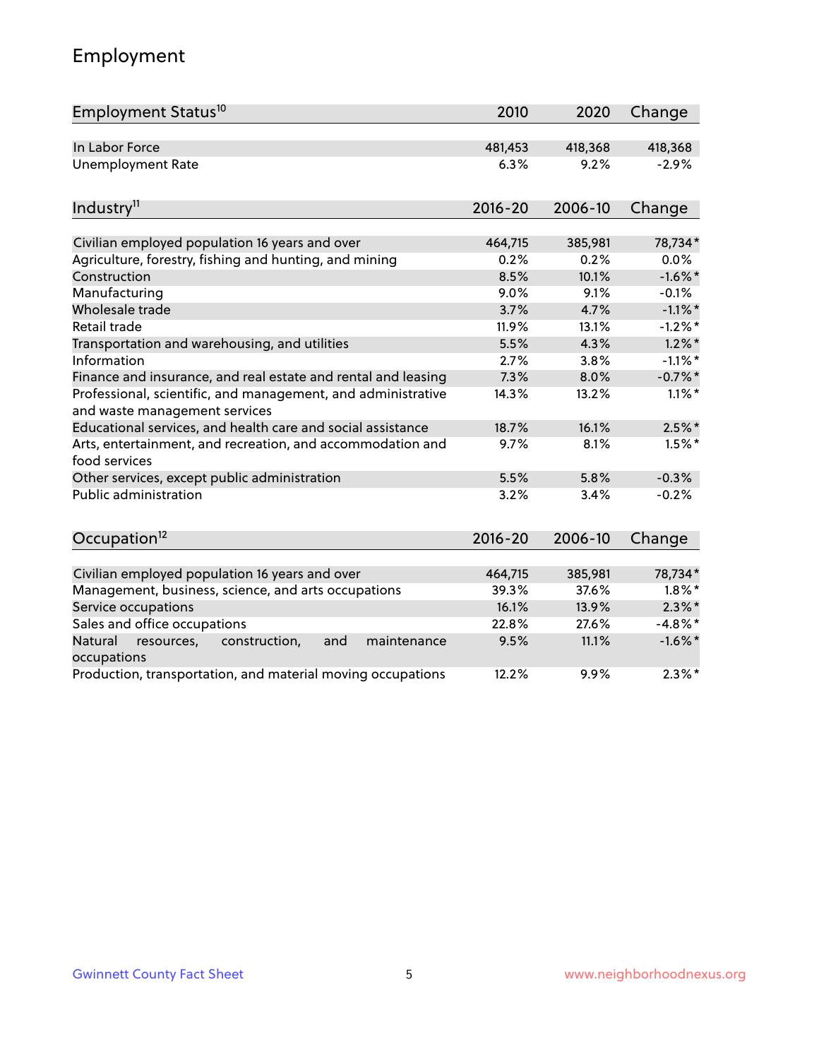## Employment

| Employment Status[10] | 2010 | 2020 | Change |
|---|---|---|---|
| In Labor Force | 481,453 | 418,368 | 418,368 |
| Unemployment Rate | 6.3% | 9.2% | -2.9% |

| Industry[11] | 2016-20 | 2006-10 | Change |
|---|---|---|---|
| Civilian employed population 16 years and over | 464,715 | 385,981 | 78,734* |
| Agriculture, forestry, fishing and hunting, and mining | 0.2% | 0.2% | 0.0% |
| Construction | 8.5% | 10.1% | -1.6%* |
| Manufacturing | 9.0% | 9.1% | -0.1% |
| Wholesale trade | 3.7% | 4.7% | -1.1%* |
| Retail trade | 11.9% | 13.1% | -1.2%* |
| Transportation and warehousing, and utilities | 5.5% | 4.3% | 1.2%* |
| Information | 2.7% | 3.8% | -1.1%* |
| Finance and insurance, and real estate and rental and leasing | 7.3% | 8.0% | -0.7%* |
| Professional, scientific, and management, and administrative and waste management services | 14.3% | 13.2% | 1.1%* |
| Educational services, and health care and social assistance | 18.7% | 16.1% | 2.5%* |
| Arts, entertainment, and recreation, and accommodation and food services | 9.7% | 8.1% | 1.5%* |
| Other services, except public administration | 5.5% | 5.8% | -0.3% |
| Public administration | 3.2% | 3.4% | -0.2% |

| Occupation[12] | 2016-20 | 2006-10 | Change |
|---|---|---|---|
| Civilian employed population 16 years and over | 464,715 | 385,981 | 78,734* |
| Management, business, science, and arts occupations | 39.3% | 37.6% | 1.8%* |
| Service occupations | 16.1% | 13.9% | 2.3%* |
| Sales and office occupations | 22.8% | 27.6% | -4.8%* |
| Natural resources, construction, and maintenance occupations | 9.5% | 11.1% | -1.6%* |
| Production, transportation, and material moving occupations | 12.2% | 9.9% | 2.3%* |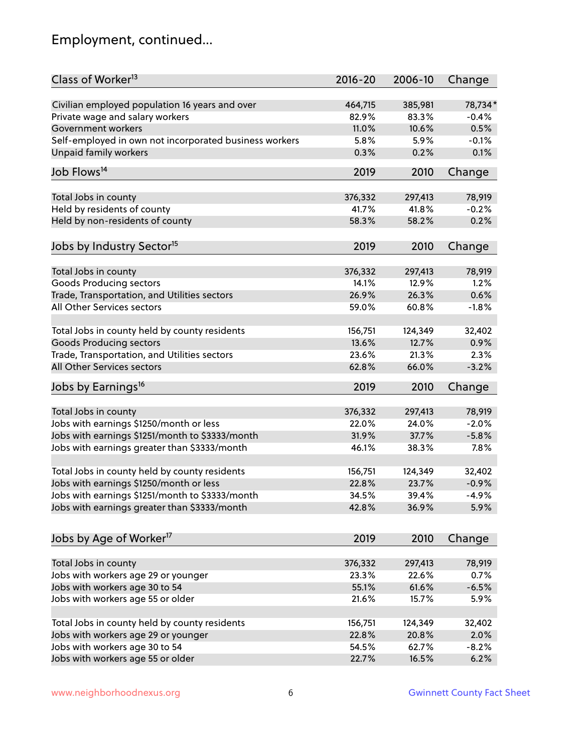## Employment, continued...

| Class of Worker[13] | 2016-20 | 2006-10 | Change |
|---|---|---|---|
| Civilian employed population 16 years and over | 464,715 | 385,981 | 78,734* |
| Private wage and salary workers | 82.9% | 83.3% | -0.4% |
| Government workers | 11.0% | 10.6% | 0.5% |
| Self-employed in own not incorporated business workers | 5.8% | 5.9% | -0.1% |
| Unpaid family workers | 0.3% | 0.2% | 0.1% |

| Job Flows[14] | 2019 | 2010 | Change |
|---|---|---|---|
| Total Jobs in county | 376,332 | 297,413 | 78,919 |
| Held by residents of county | 41.7% | 41.8% | -0.2% |
| Held by non-residents of county | 58.3% | 58.2% | 0.2% |

| Jobs by Industry Sector[15] | 2019 | 2010 | Change |
|---|---|---|---|
| Total Jobs in county | 376,332 | 297,413 | 78,919 |
| Goods Producing sectors | 14.1% | 12.9% | 1.2% |
| Trade, Transportation, and Utilities sectors | 26.9% | 26.3% | 0.6% |
| All Other Services sectors | 59.0% | 60.8% | -1.8% |
| | | | |
| Total Jobs in county held by county residents | 156,751 | 124,349 | 32,402 |
| Goods Producing sectors | 13.6% | 12.7% | 0.9% |
| Trade, Transportation, and Utilities sectors | 23.6% | 21.3% | 2.3% |
| All Other Services sectors | 62.8% | 66.0% | -3.2% |

| Jobs by Earnings[16] | 2019 | 2010 | Change |
|---|---|---|---|
| Total Jobs in county | 376,332 | 297,413 | 78,919 |
| Jobs with earnings $1250/month or less | 22.0% | 24.0% | -2.0% |
| Jobs with earnings $1251/month to $3333/month | 31.9% | 37.7% | -5.8% |
| Jobs with earnings greater than $3333/month | 46.1% | 38.3% | 7.8% |
| | | | |
| Total Jobs in county held by county residents | 156,751 | 124,349 | 32,402 |
| Jobs with earnings $1250/month or less | 22.8% | 23.7% | -0.9% |
| Jobs with earnings $1251/month to $3333/month | 34.5% | 39.4% | -4.9% |
| Jobs with earnings greater than $3333/month | 42.8% | 36.9% | 5.9% |

| Jobs by Age of Worker[17] | 2019 | 2010 | Change |
|---|---|---|---|
| Total Jobs in county | 376,332 | 297,413 | 78,919 |
| Jobs with workers age 29 or younger | 23.3% | 22.6% | 0.7% |
| Jobs with workers age 30 to 54 | 55.1% | 61.6% | -6.5% |
| Jobs with workers age 55 or older | 21.6% | 15.7% | 5.9% |
| | | | |
| Total Jobs in county held by county residents | 156,751 | 124,349 | 32,402 |
| Jobs with workers age 29 or younger | 22.8% | 20.8% | 2.0% |
| Jobs with workers age 30 to 54 | 54.5% | 62.7% | -8.2% |
| Jobs with workers age 55 or older | 22.7% | 16.5% | 6.2% |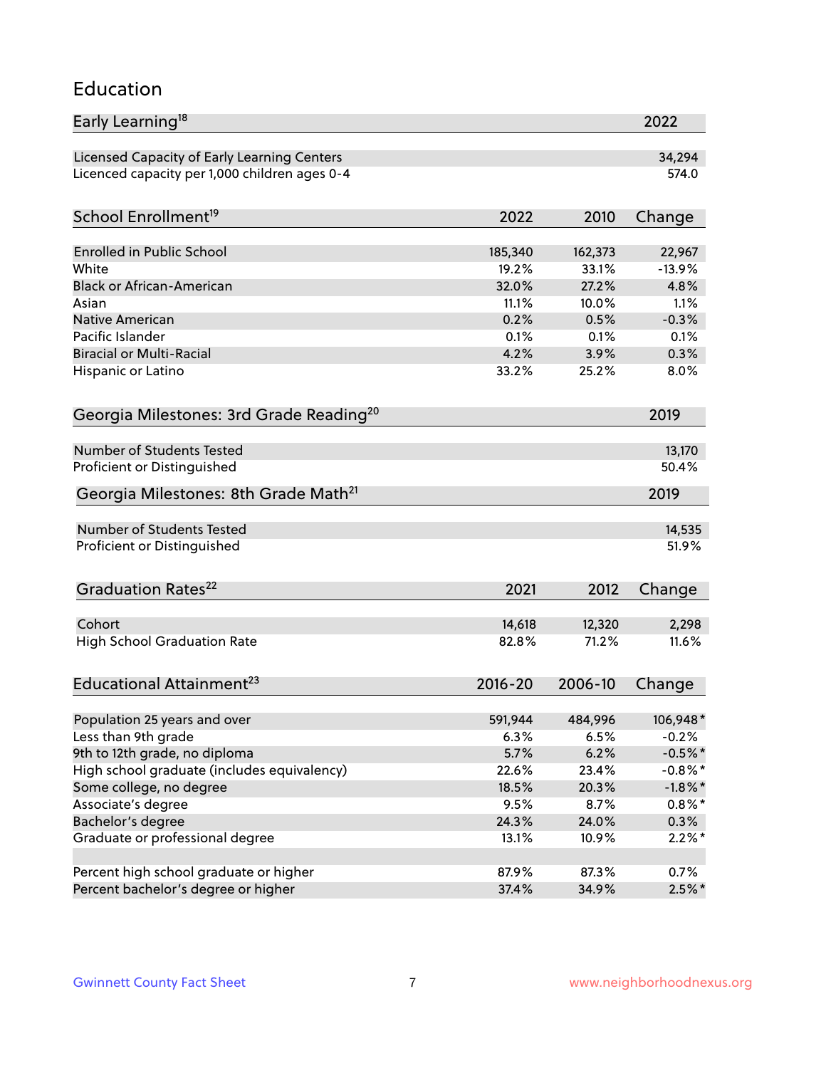## Education

| Early Learning[18] | 2022 |
|---|---|
| Licensed Capacity of Early Learning Centers | 34,294 |
| Licenced capacity per 1,000 children ages 0-4 | 574.0 |

| School Enrollment[19] | 2022 | 2010 | Change |
|---|---|---|---|
| Enrolled in Public School | 185,340 | 162,373 | 22,967 |
| White | 19.2% | 33.1% | -13.9% |
| Black or African-American | 32.0% | 27.2% | 4.8% |
| Asian | 11.1% | 10.0% | 1.1% |
| Native American | 0.2% | 0.5% | -0.3% |
| Pacific Islander | 0.1% | 0.1% | 0.1% |
| Biracial or Multi-Racial | 4.2% | 3.9% | 0.3% |
| Hispanic or Latino | 33.2% | 25.2% | 8.0% |

| Georgia Milestones: 3rd Grade Reading[20] | 2019 |
|---|---|
| Number of Students Tested | 13,170 |
| Proficient or Distinguished | 50.4% |

| Georgia Milestones: 8th Grade Math[21] | 2019 |
|---|---|
| Number of Students Tested | 14,535 |
| Proficient or Distinguished | 51.9% |

| Graduation Rates[22] | 2021 | 2012 | Change |
|---|---|---|---|
| Cohort | 14,618 | 12,320 | 2,298 |
| High School Graduation Rate | 82.8% | 71.2% | 11.6% |

| Educational Attainment[23] | 2016-20 | 2006-10 | Change |
|---|---|---|---|
| Population 25 years and over | 591,944 | 484,996 | 106,948* |
| Less than 9th grade | 6.3% | 6.5% | -0.2% |
| 9th to 12th grade, no diploma | 5.7% | 6.2% | -0.5%* |
| High school graduate (includes equivalency) | 22.6% | 23.4% | -0.8%* |
| Some college, no degree | 18.5% | 20.3% | -1.8%* |
| Associate's degree | 9.5% | 8.7% | 0.8%* |
| Bachelor's degree | 24.3% | 24.0% | 0.3% |
| Graduate or professional degree | 13.1% | 10.9% | 2.2%* |
| | | | |
| Percent high school graduate or higher | 87.9% | 87.3% | 0.7% |
| Percent bachelor's degree or higher | 37.4% | 34.9% | 2.5%* |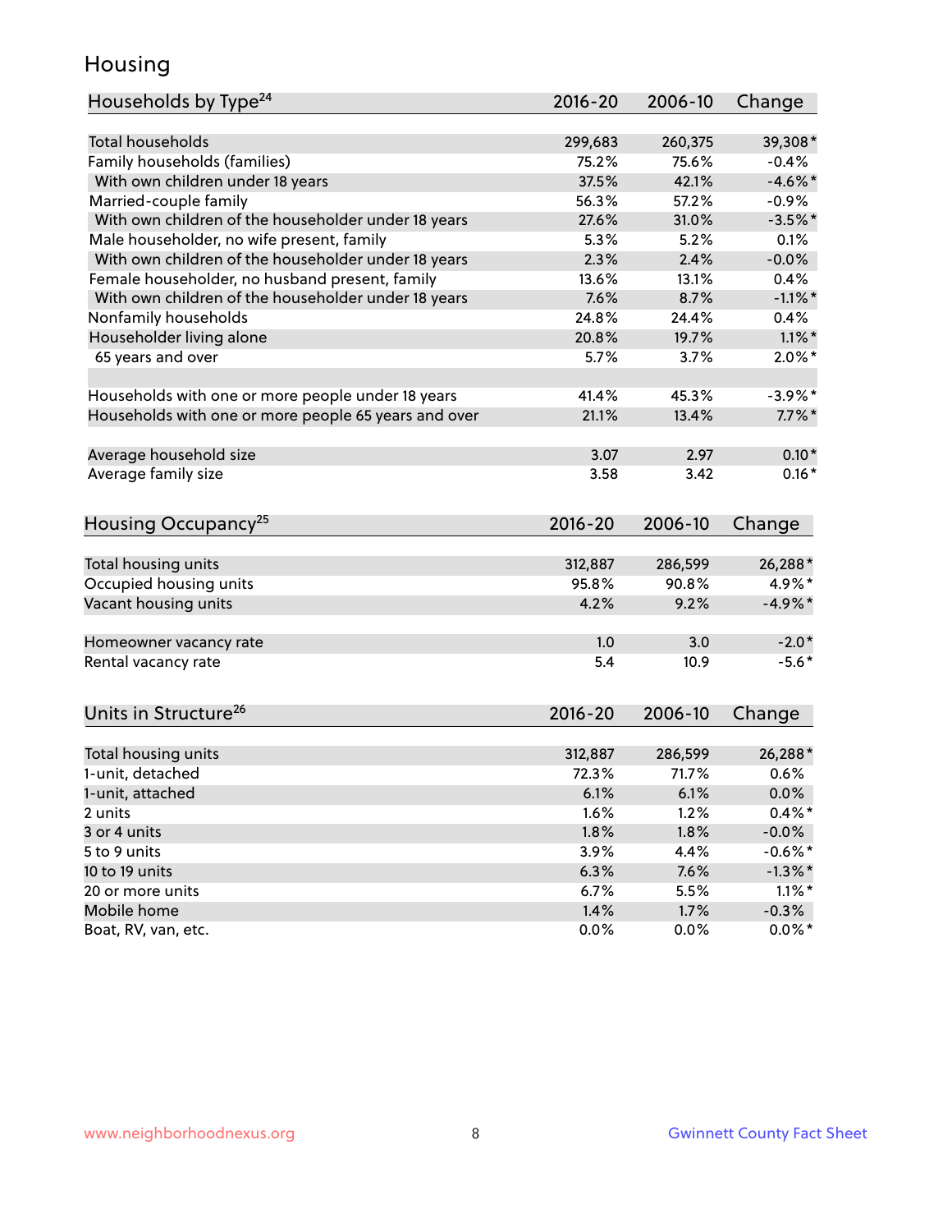# Housing

| Households by Type[24] | 2016-20 | 2006-10 | Change |
|---|---|---|---|
| Total households | 299,683 | 260,375 | 39,308* |
| Family households (families) | 75.2% | 75.6% | -0.4% |
| With own children under 18 years | 37.5% | 42.1% | -4.6%* |
| Married-couple family | 56.3% | 57.2% | -0.9% |
| With own children of the householder under 18 years | 27.6% | 31.0% | -3.5%* |
| Male householder, no wife present, family | 5.3% | 5.2% | 0.1% |
| With own children of the householder under 18 years | 2.3% | 2.4% | -0.0% |
| Female householder, no husband present, family | 13.6% | 13.1% | 0.4% |
| With own children of the householder under 18 years | 7.6% | 8.7% | -1.1%* |
| Nonfamily households | 24.8% | 24.4% | 0.4% |
| Householder living alone | 20.8% | 19.7% | 1.1%* |
| 65 years and over | 5.7% | 3.7% | 2.0%* |
| Households with one or more people under 18 years | 41.4% | 45.3% | -3.9%* |
| Households with one or more people 65 years and over | 21.1% | 13.4% | 7.7%* |
| Average household size | 3.07 | 2.97 | 0.10* |
| Average family size | 3.58 | 3.42 | 0.16* |

| Housing Occupancy[25] | 2016-20 | 2006-10 | Change |
|---|---|---|---|
| Total housing units | 312,887 | 286,599 | 26,288* |
| Occupied housing units | 95.8% | 90.8% | 4.9%* |
| Vacant housing units | 4.2% | 9.2% | -4.9%* |
| Homeowner vacancy rate | 1.0 | 3.0 | -2.0* |
| Rental vacancy rate | 5.4 | 10.9 | -5.6* |

| Units in Structure[26] | 2016-20 | 2006-10 | Change |
|---|---|---|---|
| Total housing units | 312,887 | 286,599 | 26,288* |
| 1-unit, detached | 72.3% | 71.7% | 0.6% |
| 1-unit, attached | 6.1% | 6.1% | 0.0% |
| 2 units | 1.6% | 1.2% | 0.4%* |
| 3 or 4 units | 1.8% | 1.8% | -0.0% |
| 5 to 9 units | 3.9% | 4.4% | -0.6%* |
| 10 to 19 units | 6.3% | 7.6% | -1.3%* |
| 20 or more units | 6.7% | 5.5% | 1.1%* |
| Mobile home | 1.4% | 1.7% | -0.3% |
| Boat, RV, van, etc. | 0.0% | 0.0% | 0.0%* |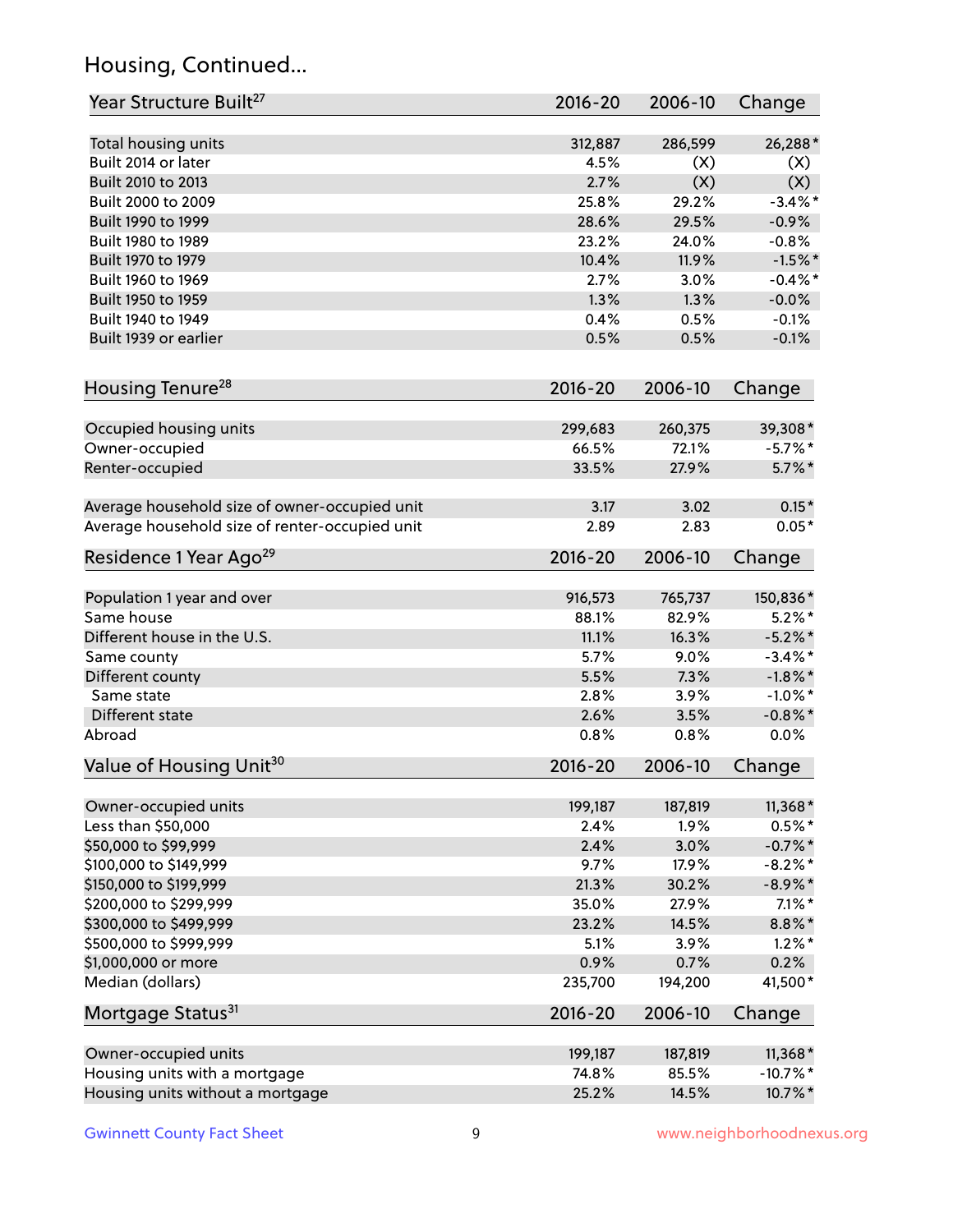## Housing, Continued...

| Year Structure Built[27] | 2016-20 | 2006-10 | Change |
|---|---|---|---|
| Total housing units | 312,887 | 286,599 | 26,288* |
| Built 2014 or later | 4.5% | (X) | (X) |
| Built 2010 to 2013 | 2.7% | (X) | (X) |
| Built 2000 to 2009 | 25.8% | 29.2% | -3.4%* |
| Built 1990 to 1999 | 28.6% | 29.5% | -0.9% |
| Built 1980 to 1989 | 23.2% | 24.0% | -0.8% |
| Built 1970 to 1979 | 10.4% | 11.9% | -1.5%* |
| Built 1960 to 1969 | 2.7% | 3.0% | -0.4%* |
| Built 1950 to 1959 | 1.3% | 1.3% | -0.0% |
| Built 1940 to 1949 | 0.4% | 0.5% | -0.1% |
| Built 1939 or earlier | 0.5% | 0.5% | -0.1% |

| Housing Tenure[28] | 2016-20 | 2006-10 | Change |
|---|---|---|---|
| Occupied housing units | 299,683 | 260,375 | 39,308* |
| Owner-occupied | 66.5% | 72.1% | -5.7%* |
| Renter-occupied | 33.5% | 27.9% | 5.7%* |
| | | | |
| Average household size of owner-occupied unit | 3.17 | 3.02 | 0.15* |
| Average household size of renter-occupied unit | 2.89 | 2.83 | 0.05* |

| Residence 1 Year Ago[29] | 2016-20 | 2006-10 | Change |
|---|---|---|---|
| Population 1 year and over | 916,573 | 765,737 | 150,836* |
| Same house | 88.1% | 82.9% | 5.2%* |
| Different house in the U.S. | 11.1% | 16.3% | -5.2%* |
| Same county | 5.7% | 9.0% | -3.4%* |
| Different county | 5.5% | 7.3% | -1.8%* |
| Same state | 2.8% | 3.9% | -1.0%* |
| Different state | 2.6% | 3.5% | -0.8%* |
| Abroad | 0.8% | 0.8% | 0.0% |

| Value of Housing Unit[30] | 2016-20 | 2006-10 | Change |
|---|---|---|---|
| Owner-occupied units | 199,187 | 187,819 | 11,368* |
| Less than $50,000 | 2.4% | 1.9% | 0.5%* |
| $50,000 to $99,999 | 2.4% | 3.0% | -0.7%* |
| $100,000 to $149,999 | 9.7% | 17.9% | -8.2%* |
| $150,000 to $199,999 | 21.3% | 30.2% | -8.9%* |
| $200,000 to $299,999 | 35.0% | 27.9% | 7.1%* |
| $300,000 to $499,999 | 23.2% | 14.5% | 8.8%* |
| $500,000 to $999,999 | 5.1% | 3.9% | 1.2%* |
| $1,000,000 or more | 0.9% | 0.7% | 0.2% |
| Median (dollars) | 235,700 | 194,200 | 41,500* |

| Mortgage Status[31] | 2016-20 | 2006-10 | Change |
|---|---|---|---|
| Owner-occupied units | 199,187 | 187,819 | 11,368* |
| Housing units with a mortgage | 74.8% | 85.5% | -10.7%* |
| Housing units without a mortgage | 25.2% | 14.5% | 10.7%* |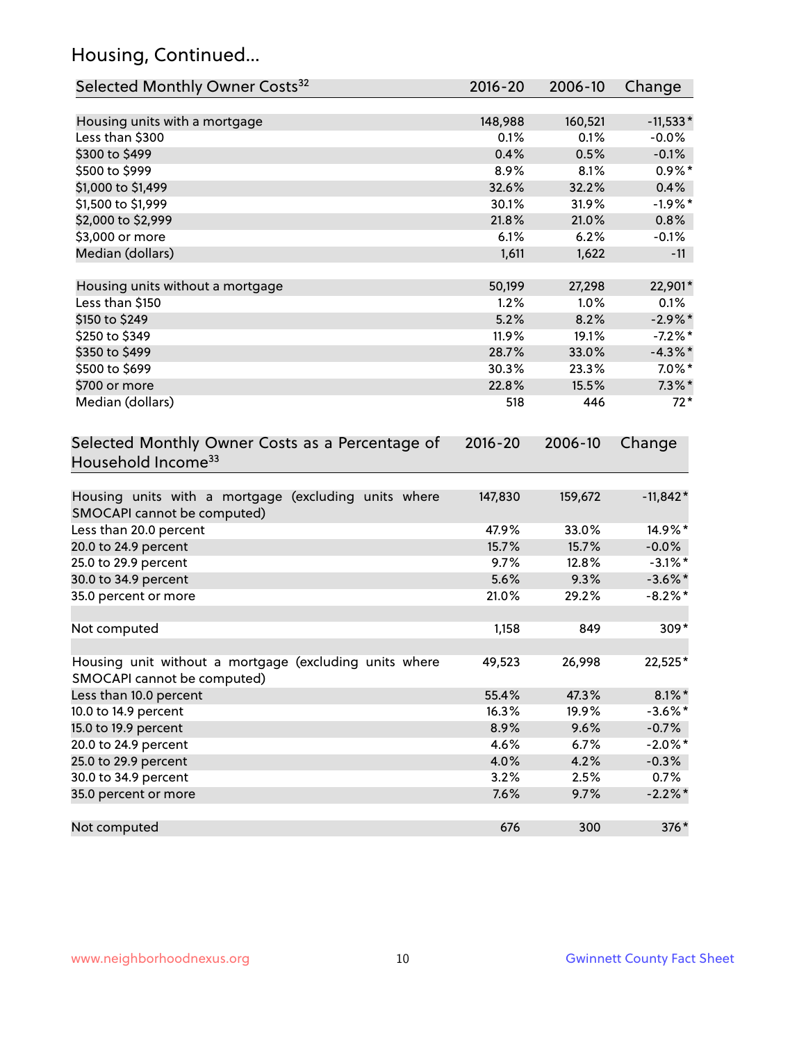## Housing, Continued...

| Selected Monthly Owner Costs[32] | 2016-20 | 2006-10 | Change |
|---|---|---|---|
| Housing units with a mortgage | 148,988 | 160,521 | -11,533* |
| Less than $300 | 0.1% | 0.1% | -0.0% |
| $300 to $499 | 0.4% | 0.5% | -0.1% |
| $500 to $999 | 8.9% | 8.1% | 0.9%* |
| $1,000 to $1,499 | 32.6% | 32.2% | 0.4% |
| $1,500 to $1,999 | 30.1% | 31.9% | -1.9%* |
| $2,000 to $2,999 | 21.8% | 21.0% | 0.8% |
| $3,000 or more | 6.1% | 6.2% | -0.1% |
| Median (dollars) | 1,611 | 1,622 | -11 |
| | | | |
| Housing units without a mortgage | 50,199 | 27,298 | 22,901* |
| Less than $150 | 1.2% | 1.0% | 0.1% |
| $150 to $249 | 5.2% | 8.2% | -2.9%* |
| $250 to $349 | 11.9% | 19.1% | -7.2%* |
| $350 to $499 | 28.7% | 33.0% | -4.3%* |
| $500 to $699 | 30.3% | 23.3% | 7.0%* |
| $700 or more | 22.8% | 15.5% | 7.3%* |
| Median (dollars) | 518 | 446 | 72* |

| Selected Monthly Owner Costs as a Percentage of Household Income[33] | 2016-20 | 2006-10 | Change |
|---|---|---|---|
| Housing units with a mortgage (excluding units where SMOCAPI cannot be computed) | 147,830 | 159,672 | -11,842* |
| Less than 20.0 percent | 47.9% | 33.0% | 14.9%* |
| 20.0 to 24.9 percent | 15.7% | 15.7% | -0.0% |
| 25.0 to 29.9 percent | 9.7% | 12.8% | -3.1%* |
| 30.0 to 34.9 percent | 5.6% | 9.3% | -3.6%* |
| 35.0 percent or more | 21.0% | 29.2% | -8.2%* |
| | | | |
| Not computed | 1,158 | 849 | 309* |
| | | | |
| Housing unit without a mortgage (excluding units where SMOCAPI cannot be computed) | 49,523 | 26,998 | 22,525* |
| Less than 10.0 percent | 55.4% | 47.3% | 8.1%* |
| 10.0 to 14.9 percent | 16.3% | 19.9% | -3.6%* |
| 15.0 to 19.9 percent | 8.9% | 9.6% | -0.7% |
| 20.0 to 24.9 percent | 4.6% | 6.7% | -2.0%* |
| 25.0 to 29.9 percent | 4.0% | 4.2% | -0.3% |
| 30.0 to 34.9 percent | 3.2% | 2.5% | 0.7% |
| 35.0 percent or more | 7.6% | 9.7% | -2.2%* |
| | | | |
| Not computed | 676 | 300 | 376* |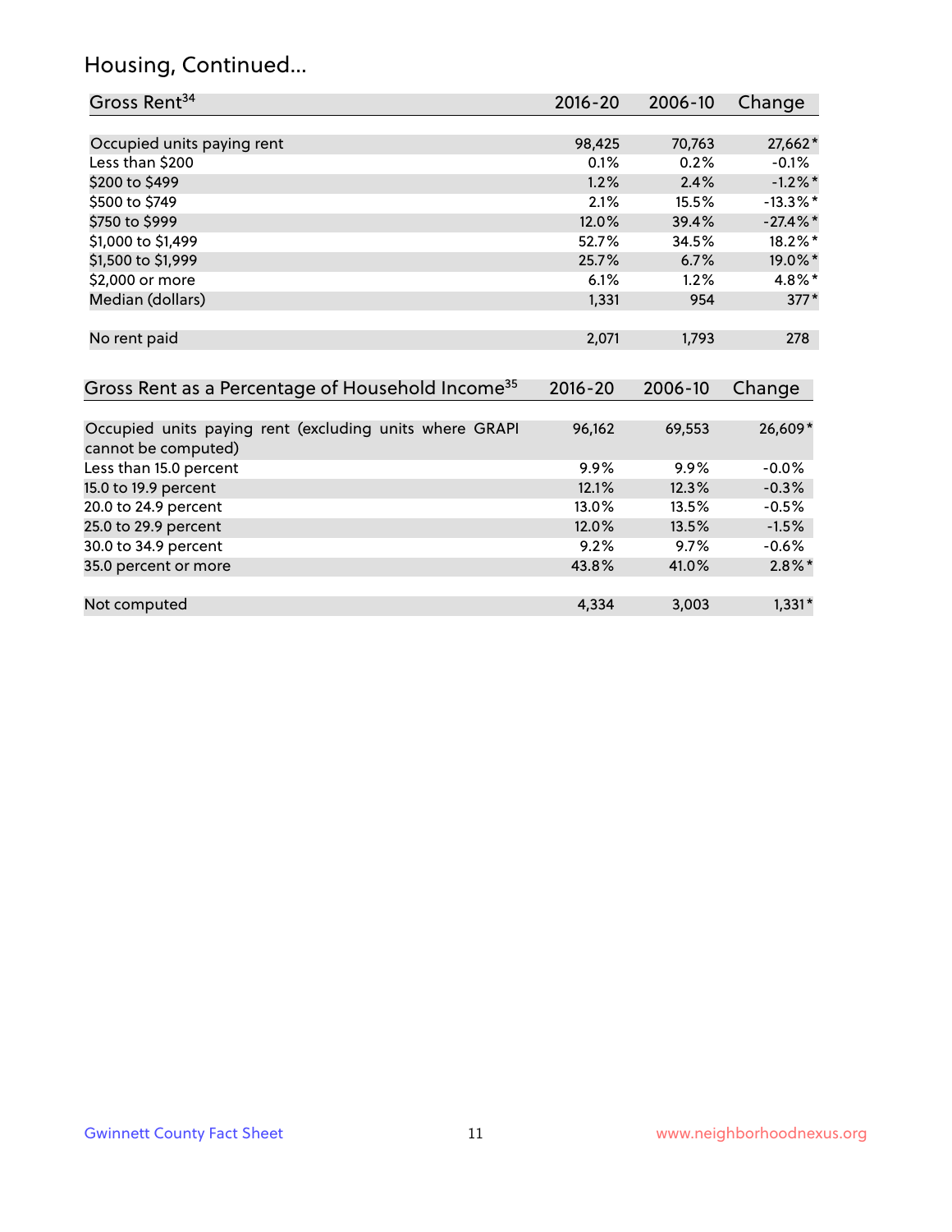## Housing, Continued...

| Gross Rent[34] | 2016-20 | 2006-10 | Change |
|---|---|---|---|
| Occupied units paying rent | 98,425 | 70,763 | 27,662* |
| Less than $200 | 0.1% | 0.2% | -0.1% |
| $200 to $499 | 1.2% | 2.4% | -1.2%* |
| $500 to $749 | 2.1% | 15.5% | -13.3%* |
| $750 to $999 | 12.0% | 39.4% | -27.4%* |
| $1,000 to $1,499 | 52.7% | 34.5% | 18.2%* |
| $1,500 to $1,999 | 25.7% | 6.7% | 19.0%* |
| $2,000 or more | 6.1% | 1.2% | 4.8%* |
| Median (dollars) | 1,331 | 954 | 377* |
| No rent paid | 2,071 | 1,793 | 278 |

| Gross Rent as a Percentage of Household Income[35] | 2016-20 | 2006-10 | Change |
|---|---|---|---|
| Occupied units paying rent (excluding units where GRAPI cannot be computed) | 96,162 | 69,553 | 26,609* |
| Less than 15.0 percent | 9.9% | 9.9% | -0.0% |
| 15.0 to 19.9 percent | 12.1% | 12.3% | -0.3% |
| 20.0 to 24.9 percent | 13.0% | 13.5% | -0.5% |
| 25.0 to 29.9 percent | 12.0% | 13.5% | -1.5% |
| 30.0 to 34.9 percent | 9.2% | 9.7% | -0.6% |
| 35.0 percent or more | 43.8% | 41.0% | 2.8%* |
| Not computed | 4,334 | 3,003 | 1,331* |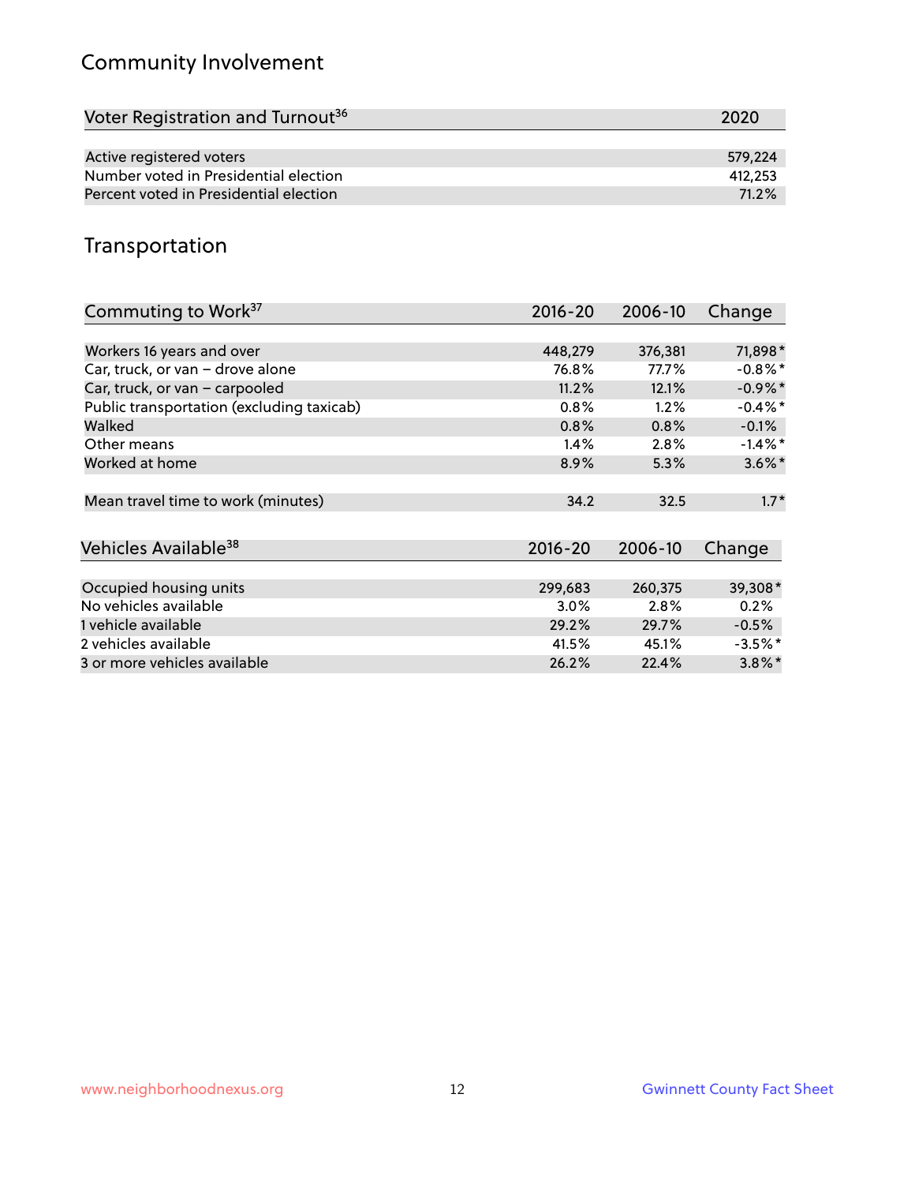## Community Involvement

| Voter Registration and Turnout[36] | 2020 |
|---|---|
| Active registered voters | 579,224 |
| Number voted in Presidential election | 412,253 |
| Percent voted in Presidential election | 71.2% |

## Transportation

| Commuting to Work[37] | 2016-20 | 2006-10 | Change |
|---|---|---|---|
| Workers 16 years and over | 448,279 | 376,381 | 71,898* |
| Car, truck, or van – drove alone | 76.8% | 77.7% | -0.8%* |
| Car, truck, or van – carpooled | 11.2% | 12.1% | -0.9%* |
| Public transportation (excluding taxicab) | 0.8% | 1.2% | -0.4%* |
| Walked | 0.8% | 0.8% | -0.1% |
| Other means | 1.4% | 2.8% | -1.4%* |
| Worked at home | 8.9% | 5.3% | 3.6%* |
| Mean travel time to work (minutes) | 34.2 | 32.5 | 1.7* |

| Vehicles Available[38] | 2016-20 | 2006-10 | Change |
|---|---|---|---|
| Occupied housing units | 299,683 | 260,375 | 39,308* |
| No vehicles available | 3.0% | 2.8% | 0.2% |
| 1 vehicle available | 29.2% | 29.7% | -0.5% |
| 2 vehicles available | 41.5% | 45.1% | -3.5%* |
| 3 or more vehicles available | 26.2% | 22.4% | 3.8%* |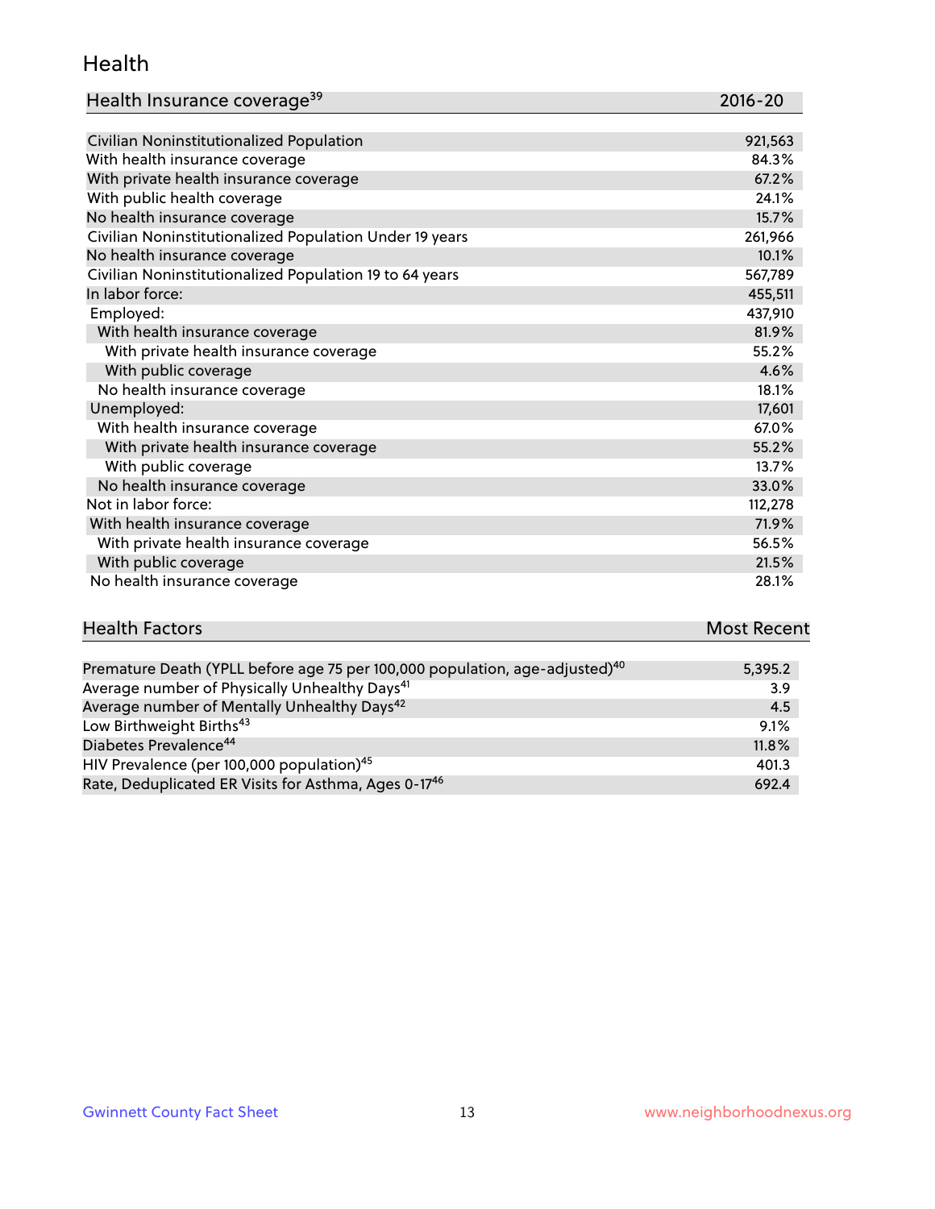## Health

| Health Insurance coverage[39] | 2016-20 |
| --- | --- |
| Civilian Noninstitutionalized Population | 921,563 |
| With health insurance coverage | 84.3% |
| With private health insurance coverage | 67.2% |
| With public health coverage | 24.1% |
| No health insurance coverage | 15.7% |
| Civilian Noninstitutionalized Population Under 19 years | 261,966 |
| No health insurance coverage | 10.1% |
| Civilian Noninstitutionalized Population 19 to 64 years | 567,789 |
| In labor force: | 455,511 |
| Employed: | 437,910 |
| With health insurance coverage | 81.9% |
| With private health insurance coverage | 55.2% |
| With public coverage | 4.6% |
| No health insurance coverage | 18.1% |
| Unemployed: | 17,601 |
| With health insurance coverage | 67.0% |
| With private health insurance coverage | 55.2% |
| With public coverage | 13.7% |
| No health insurance coverage | 33.0% |
| Not in labor force: | 112,278 |
| With health insurance coverage | 71.9% |
| With private health insurance coverage | 56.5% |
| With public coverage | 21.5% |
| No health insurance coverage | 28.1% |

| Health Factors | Most Recent |
| --- | --- |
| Premature Death (YPLL before age 75 per 100,000 population, age-adjusted)[40] | 5,395.2 |
| Average number of Physically Unhealthy Days[41] | 3.9 |
| Average number of Mentally Unhealthy Days[42] | 4.5 |
| Low Birthweight Births[43] | 9.1% |
| Diabetes Prevalence[44] | 11.8% |
| HIV Prevalence (per 100,000 population)[45] | 401.3 |
| Rate, Deduplicated ER Visits for Asthma, Ages 0-17[46] | 692.4 |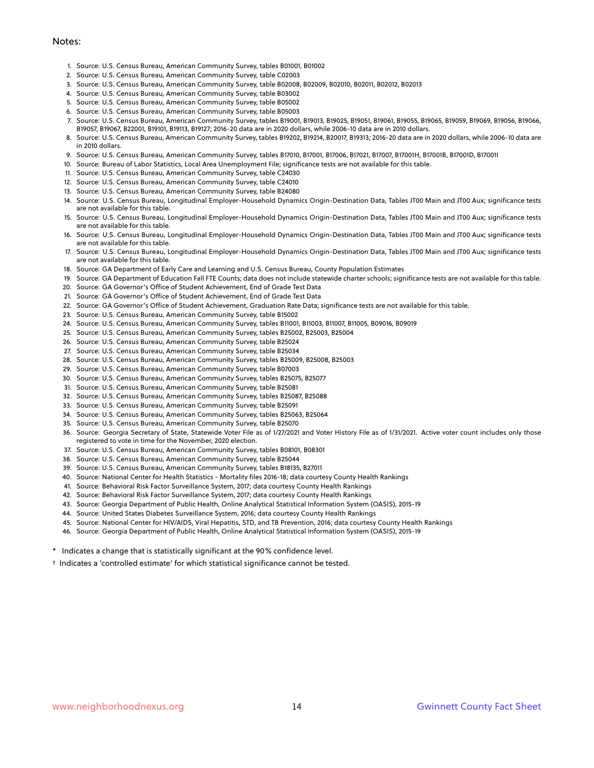Notes:

1. Source: U.S. Census Bureau, American Community Survey, tables B01001, B01002
2. Source: U.S. Census Bureau, American Community Survey, table C02003
3. Source: U.S. Census Bureau, American Community Survey, table B02008, B02009, B02010, B02011, B02012, B02013
4. Source: U.S. Census Bureau, American Community Survey, table B03002
5. Source: U.S. Census Bureau, American Community Survey, table B05002
6. Source: U.S. Census Bureau, American Community Survey, table B05003
7. Source: U.S. Census Bureau, American Community Survey, tables B19001, B19013, B19025, B19051, B19061, B19055, B19065, B19059, B19069, B19056, B19066, B19057, B19067, B22001, B19101, B19113, B19127; 2016-20 data are in 2020 dollars, while 2006-10 data are in 2010 dollars.
8. Source: U.S. Census Bureau, American Community Survey, tables B19202, B19214, B20017, B19313; 2016-20 data are in 2020 dollars, while 2006-10 data are in 2010 dollars.
9. Source: U.S. Census Bureau, American Community Survey, tables B17010, B17001, B17006, B17021, B17007, B17001H, B17001B, B17001D, B17001I
10. Source: Bureau of Labor Statistics, Local Area Unemployment File; significance tests are not available for this table.
11. Source: U.S. Census Bureau, American Community Survey, table C24030
12. Source: U.S. Census Bureau, American Community Survey, table C24010
13. Source: U.S. Census Bureau, American Community Survey, table B24080
14. Source: U.S. Census Bureau, Longitudinal Employer-Household Dynamics Origin-Destination Data, Tables JT00 Main and JT00 Aux; significance tests are not available for this table.
15. Source: U.S. Census Bureau, Longitudinal Employer-Household Dynamics Origin-Destination Data, Tables JT00 Main and JT00 Aux; significance tests are not available for this table.
16. Source: U.S. Census Bureau, Longitudinal Employer-Household Dynamics Origin-Destination Data, Tables JT00 Main and JT00 Aux; significance tests are not available for this table.
17. Source: U.S. Census Bureau, Longitudinal Employer-Household Dynamics Origin-Destination Data, Tables JT00 Main and JT00 Aux; significance tests are not available for this table.
18. Source: GA Department of Early Care and Learning and U.S. Census Bureau, County Population Estimates
19. Source: GA Department of Education Fall FTE Counts; data does not include statewide charter schools; significance tests are not available for this table.
20. Source: GA Governor's Office of Student Achievement, End of Grade Test Data
21. Source: GA Governor's Office of Student Achievement, End of Grade Test Data
22. Source: GA Governor's Office of Student Achievement, Graduation Rate Data; significance tests are not available for this table.
23. Source: U.S. Census Bureau, American Community Survey, table B15002
24. Source: U.S. Census Bureau, American Community Survey, tables B11001, B11003, B11007, B11005, B09016, B09019
25. Source: U.S. Census Bureau, American Community Survey, tables B25002, B25003, B25004
26. Source: U.S. Census Bureau, American Community Survey, table B25024
27. Source: U.S. Census Bureau, American Community Survey, table B25034
28. Source: U.S. Census Bureau, American Community Survey, tables B25009, B25008, B25003
29. Source: U.S. Census Bureau, American Community Survey, table B07003
30. Source: U.S. Census Bureau, American Community Survey, tables B25075, B25077
31. Source: U.S. Census Bureau, American Community Survey, table B25081
32. Source: U.S. Census Bureau, American Community Survey, tables B25087, B25088
33. Source: U.S. Census Bureau, American Community Survey, table B25091
34. Source: U.S. Census Bureau, American Community Survey, tables B25063, B25064
35. Source: U.S. Census Bureau, American Community Survey, table B25070
36. Source: Georgia Secretary of State, Statewide Voter File as of 1/27/2021 and Voter History File as of 1/31/2021. Active voter count includes only those registered to vote in time for the November, 2020 election.
37. Source: U.S. Census Bureau, American Community Survey, tables B08101, B08301
38. Source: U.S. Census Bureau, American Community Survey, table B25044
39. Source: U.S. Census Bureau, American Community Survey, tables B18135, B27011
40. Source: National Center for Health Statistics - Mortality files 2016-18; data courtesy County Health Rankings
41. Source: Behavioral Risk Factor Surveillance System, 2017; data courtesy County Health Rankings
42. Source: Behavioral Risk Factor Surveillance System, 2017; data courtesy County Health Rankings
43. Source: Georgia Department of Public Health, Online Analytical Statistical Information System (OASIS), 2015-19
44. Source: United States Diabetes Surveillance System, 2016; data courtesy County Health Rankings
45. Source: National Center for HIV/AIDS, Viral Hepatitis, STD, and TB Prevention, 2016; data courtesy County Health Rankings
46. Source: Georgia Department of Public Health, Online Analytical Statistical Information System (OASIS), 2015-19

\* Indicates a change that is statistically significant at the 90% confidence level.

† Indicates a 'controlled estimate' for which statistical significance cannot be tested.